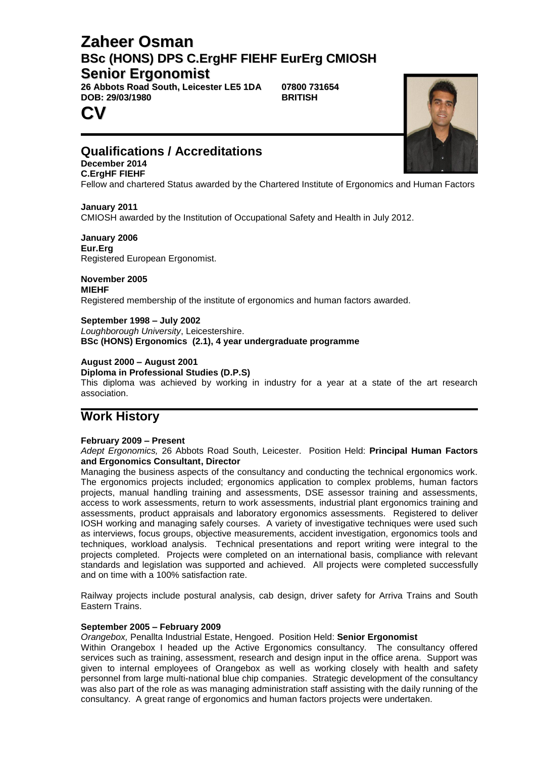# Zaheer Osman

## BSc (HONS) DPS C.ErgHF FIEHF EurErg CMIOSH

## Senior Ergonomist

**26 Abbots Road South, Leicester LE5 1DA** **07800 731654**
**DOB: 29/03/1980** **BRITISH**

# CV

## Qualifications / Accreditations

**December 2014**
**C.ErgHF FIEHF**
Fellow and chartered Status awarded by the Chartered Institute of Ergonomics and Human Factors

**January 2011**
CMIOSH awarded by the Institution of Occupational Safety and Health in July 2012.

**January 2006**
**Eur.Erg**
Registered European Ergonomist.

**November 2005**
**MIEHF**
Registered membership of the institute of ergonomics and human factors awarded.

**September 1998 – July 2002**
*Loughborough University*, Leicestershire.
**BSc (HONS) Ergonomics (2.1), 4 year undergraduate programme**

**August 2000 – August 2001**
**Diploma in Professional Studies (D.P.S)**
This diploma was achieved by working in industry for a year at a state of the art research association.

## Work History

**February 2009 – Present**
*Adept Ergonomics,* 26 Abbots Road South, Leicester. Position Held: **Principal Human Factors and Ergonomics Consultant, Director**
Managing the business aspects of the consultancy and conducting the technical ergonomics work. The ergonomics projects included; ergonomics application to complex problems, human factors projects, manual handling training and assessments, DSE assessor training and assessments, access to work assessments, return to work assessments, industrial plant ergonomics training and assessments, product appraisals and laboratory ergonomics assessments. Registered to deliver IOSH working and managing safely courses. A variety of investigative techniques were used such as interviews, focus groups, objective measurements, accident investigation, ergonomics tools and techniques, workload analysis. Technical presentations and report writing were integral to the projects completed. Projects were completed on an international basis, compliance with relevant standards and legislation was supported and achieved. All projects were completed successfully and on time with a 100% satisfaction rate.

Railway projects include postural analysis, cab design, driver safety for Arriva Trains and South Eastern Trains.

**September 2005 – February 2009**
*Orangebox,* Penallta Industrial Estate, Hengoed. Position Held: **Senior Ergonomist**
Within Orangebox I headed up the Active Ergonomics consultancy. The consultancy offered services such as training, assessment, research and design input in the office arena. Support was given to internal employees of Orangebox as well as working closely with health and safety personnel from large multi-national blue chip companies. Strategic development of the consultancy was also part of the role as was managing administration staff assisting with the daily running of the consultancy. A great range of ergonomics and human factors projects were undertaken.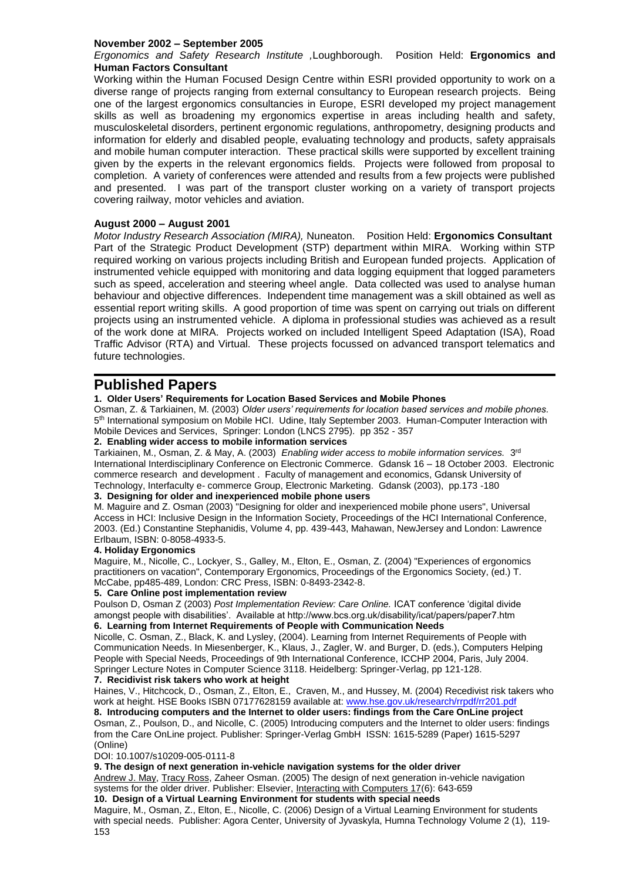**November 2002 – September 2005**

*Ergonomics and Safety Research Institute* ,Loughborough. Position Held: **Ergonomics and Human Factors Consultant**

Working within the Human Focused Design Centre within ESRI provided opportunity to work on a diverse range of projects ranging from external consultancy to European research projects. Being one of the largest ergonomics consultancies in Europe, ESRI developed my project management skills as well as broadening my ergonomics expertise in areas including health and safety, musculoskeletal disorders, pertinent ergonomic regulations, anthropometry, designing products and information for elderly and disabled people, evaluating technology and products, safety appraisals and mobile human computer interaction. These practical skills were supported by excellent training given by the experts in the relevant ergonomics fields. Projects were followed from proposal to completion. A variety of conferences were attended and results from a few projects were published and presented. I was part of the transport cluster working on a variety of transport projects covering railway, motor vehicles and aviation.

**August 2000 – August 2001**

*Motor Industry Research Association (MIRA),* Nuneaton. Position Held: **Ergonomics Consultant**

Part of the Strategic Product Development (STP) department within MIRA. Working within STP required working on various projects including British and European funded projects. Application of instrumented vehicle equipped with monitoring and data logging equipment that logged parameters such as speed, acceleration and steering wheel angle. Data collected was used to analyse human behaviour and objective differences. Independent time management was a skill obtained as well as essential report writing skills. A good proportion of time was spent on carrying out trials on different projects using an instrumented vehicle. A diploma in professional studies was achieved as a result of the work done at MIRA. Projects worked on included Intelligent Speed Adaptation (ISA), Road Traffic Advisor (RTA) and Virtual. These projects focussed on advanced transport telematics and future technologies.

# Published Papers

**1. Older Users' Requirements for Location Based Services and Mobile Phones**

Osman, Z. & Tarkiainen, M. (2003) *Older users' requirements for location based services and mobile phones.* 5th International symposium on Mobile HCI. Udine, Italy September 2003. Human-Computer Interaction with Mobile Devices and Services, Springer: London (LNCS 2795). pp 352 - 357

**2. Enabling wider access to mobile information services**

Tarkiainen, M., Osman, Z. & May, A. (2003) *Enabling wider access to mobile information services.* 3rd International Interdisciplinary Conference on Electronic Commerce. Gdansk 16 – 18 October 2003. Electronic commerce research and development . Faculty of management and economics, Gdansk University of Technology, Interfaculty e- commerce Group, Electronic Marketing. Gdansk (2003), pp.173 -180

**3. Designing for older and inexperienced mobile phone users**

M. Maguire and Z. Osman (2003) "Designing for older and inexperienced mobile phone users", Universal Access in HCI: Inclusive Design in the Information Society, Proceedings of the HCI International Conference, 2003. (Ed.) Constantine Stephanidis, Volume 4, pp. 439-443, Mahawan, NewJersey and London: Lawrence Erlbaum, ISBN: 0-8058-4933-5.

**4. Holiday Ergonomics**

Maguire, M., Nicolle, C., Lockyer, S., Galley, M., Elton, E., Osman, Z. (2004) "Experiences of ergonomics practitioners on vacation", Contemporary Ergonomics, Proceedings of the Ergonomics Society, (ed.) T. McCabe, pp485-489, London: CRC Press, ISBN: 0-8493-2342-8.

**5. Care Online post implementation review**

Poulson D, Osman Z (2003) *Post Implementation Review: Care Online.* ICAT conference 'digital divide amongst people with disabilities'. Available at http://www.bcs.org.uk/disability/icat/papers/paper7.htm

**6. Learning from Internet Requirements of People with Communication Needs**

Nicolle, C. Osman, Z., Black, K. and Lysley, (2004). Learning from Internet Requirements of People with Communication Needs. In Miesenberger, K., Klaus, J., Zagler, W. and Burger, D. (eds.), Computers Helping People with Special Needs, Proceedings of 9th International Conference, ICCHP 2004, Paris, July 2004. Springer Lecture Notes in Computer Science 3118. Heidelberg: Springer-Verlag, pp 121-128.

**7. Recidivist risk takers who work at height**

Haines, V., Hitchcock, D., Osman, Z., Elton, E., Craven, M., and Hussey, M. (2004) Recedivist risk takers who work at height. HSE Books ISBN 07177628159 available at: www.hse.gov.uk/research/rrpdf/rr201.pdf

**8. Introducing computers and the Internet to older users: findings from the Care OnLine project**

Osman, Z., Poulson, D., and Nicolle, C. (2005) Introducing computers and the Internet to older users: findings from the Care OnLine project. Publisher: Springer-Verlag GmbH ISSN: 1615-5289 (Paper) 1615-5297 (Online)

DOI: 10.1007/s10209-005-0111-8

**9. The design of next generation in-vehicle navigation systems for the older driver**

Andrew J. May, Tracy Ross, Zaheer Osman. (2005) The design of next generation in-vehicle navigation systems for the older driver. Publisher: Elsevier, Interacting with Computers 17(6): 643-659

**10. Design of a Virtual Learning Environment for students with special needs**

Maguire, M., Osman, Z., Elton, E., Nicolle, C. (2006) Design of a Virtual Learning Environment for students with special needs. Publisher: Agora Center, University of Jyvaskyla, Humna Technology Volume 2 (1), 119-153